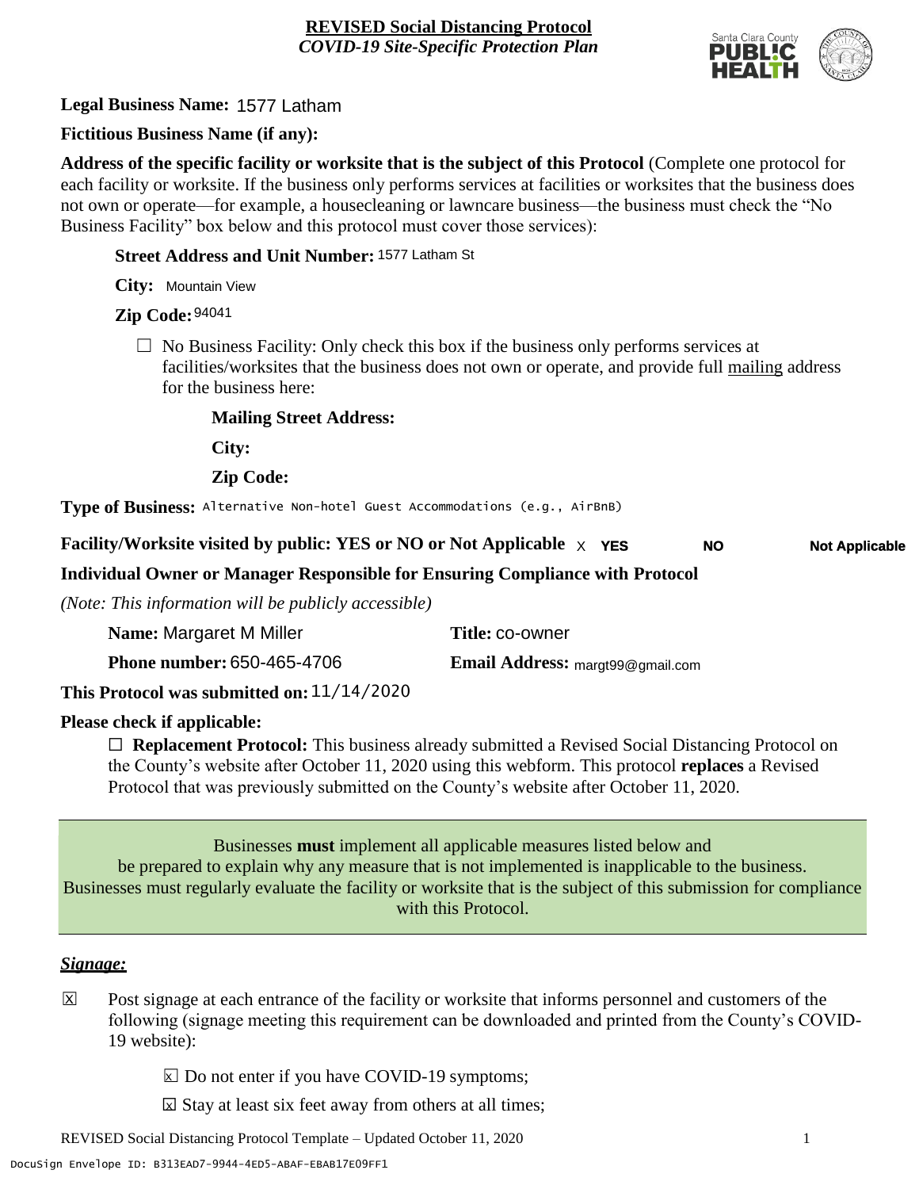**REVISED Social Distancing Protocol**
***COVID-19 Site-Specific Protection Plan***

**Legal Business Name:** 1577 Latham

**Fictitious Business Name (if any):**

**Address of the specific facility or worksite that is the subject of this Protocol** (Complete one protocol for each facility or worksite. If the business only performs services at facilities or worksites that the business does not own or operate—for example, a housecleaning or lawncare business—the business must check the "No Business Facility" box below and this protocol must cover those services):

**Street Address and Unit Number:** 1577 Latham St

**City:** Mountain View

**Zip Code:** 94041

☐ No Business Facility: Only check this box if the business only performs services at facilities/worksites that the business does not own or operate, and provide full mailing address for the business here:

**Mailing Street Address:**

**City:**

**Zip Code:**

**Type of Business:** Alternative Non-hotel Guest Accommodations (e.g., AirBnB)

**Facility/Worksite visited by public: YES or NO or Not Applicable** X **YES** **NO** **Not Applicable**

**Individual Owner or Manager Responsible for Ensuring Compliance with Protocol**

*(Note: This information will be publicly accessible)*

**Name:** Margaret M Miller **Title:** co-owner

**Phone number:** 650-465-4706 **Email Address:** margt99@gmail.com

**This Protocol was submitted on:** 11/14/2020

**Please check if applicable:**

☐ **Replacement Protocol:** This business already submitted a Revised Social Distancing Protocol on the County's website after October 11, 2020 using this webform. This protocol **replaces** a Revised Protocol that was previously submitted on the County's website after October 11, 2020.

Businesses **must** implement all applicable measures listed below and be prepared to explain why any measure that is not implemented is inapplicable to the business. Businesses must regularly evaluate the facility or worksite that is the subject of this submission for compliance with this Protocol.

***Signage:***

☒ Post signage at each entrance of the facility or worksite that informs personnel and customers of the following (signage meeting this requirement can be downloaded and printed from the County's COVID-19 website):

☒ Do not enter if you have COVID-19 symptoms;

☒ Stay at least six feet away from others at all times;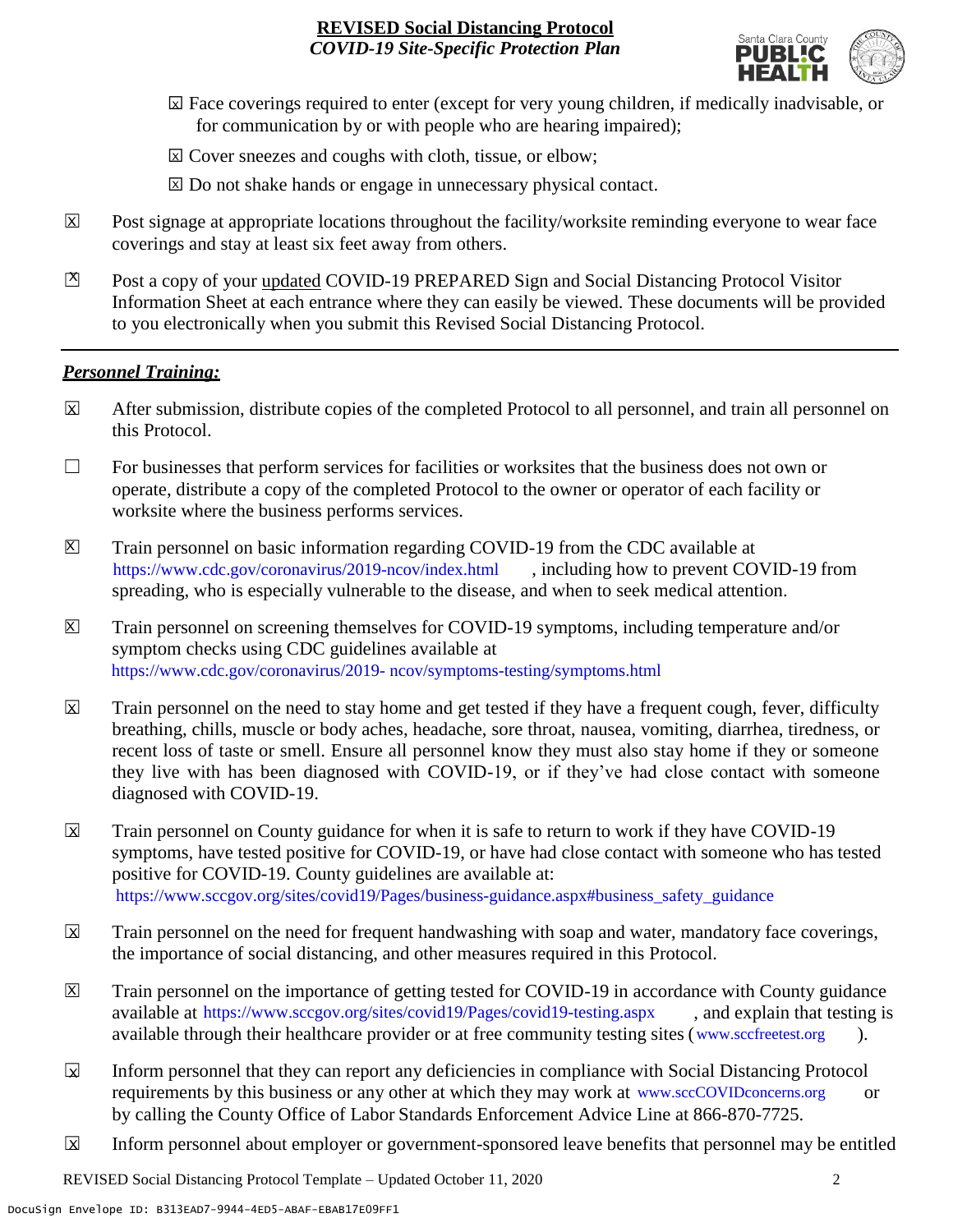- ☒ Face coverings required to enter (except for very young children, if medically inadvisable, or for communication by or with people who are hearing impaired);
- ☒ Cover sneezes and coughs with cloth, tissue, or elbow;
- ☒ Do not shake hands or engage in unnecessary physical contact.

☒ Post signage at appropriate locations throughout the facility/worksite reminding everyone to wear face coverings and stay at least six feet away from others.

☒ Post a copy of your updated COVID-19 PREPARED Sign and Social Distancing Protocol Visitor Information Sheet at each entrance where they can easily be viewed. These documents will be provided to you electronically when you submit this Revised Social Distancing Protocol.

---

***Personnel Training:***

☒ After submission, distribute copies of the completed Protocol to all personnel, and train all personnel on this Protocol.

☐ For businesses that perform services for facilities or worksites that the business does not own or operate, distribute a copy of the completed Protocol to the owner or operator of each facility or worksite where the business performs services.

☒ Train personnel on basic information regarding COVID-19 from the CDC available at https://www.cdc.gov/coronavirus/2019-ncov/index.html, including how to prevent COVID-19 from spreading, who is especially vulnerable to the disease, and when to seek medical attention.

☒ Train personnel on screening themselves for COVID-19 symptoms, including temperature and/or symptom checks using CDC guidelines available at https://www.cdc.gov/coronavirus/2019- ncov/symptoms-testing/symptoms.html

☒ Train personnel on the need to stay home and get tested if they have a frequent cough, fever, difficulty breathing, chills, muscle or body aches, headache, sore throat, nausea, vomiting, diarrhea, tiredness, or recent loss of taste or smell. Ensure all personnel know they must also stay home if they or someone they live with has been diagnosed with COVID-19, or if they've had close contact with someone diagnosed with COVID-19.

☒ Train personnel on County guidance for when it is safe to return to work if they have COVID-19 symptoms, have tested positive for COVID-19, or have had close contact with someone who has tested positive for COVID-19. County guidelines are available at: https://www.sccgov.org/sites/covid19/Pages/business-guidance.aspx#business_safety_guidance

☒ Train personnel on the need for frequent handwashing with soap and water, mandatory face coverings, the importance of social distancing, and other measures required in this Protocol.

☒ Train personnel on the importance of getting tested for COVID-19 in accordance with County guidance available at https://www.sccgov.org/sites/covid19/Pages/covid19-testing.aspx, and explain that testing is available through their healthcare provider or at free community testing sites (www.sccfreetest.org).

☒ Inform personnel that they can report any deficiencies in compliance with Social Distancing Protocol requirements by this business or any other at which they may work at www.sccCOVIDconcerns.org or by calling the County Office of Labor Standards Enforcement Advice Line at 866-870-7725.

☒ Inform personnel about employer or government-sponsored leave benefits that personnel may be entitled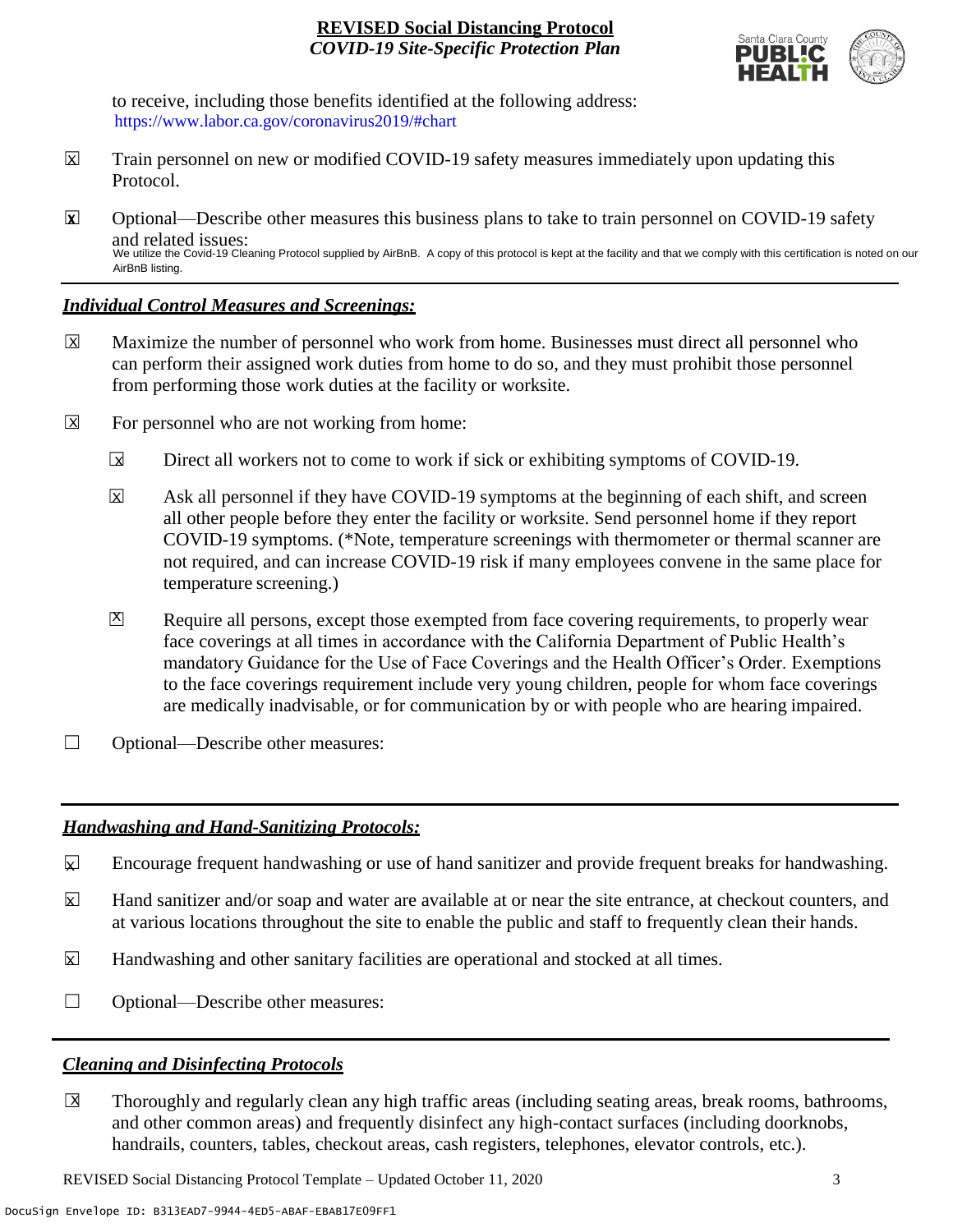to receive, including those benefits identified at the following address: https://www.labor.ca.gov/coronavirus2019/#chart

☒ Train personnel on new or modified COVID-19 safety measures immediately upon updating this Protocol.

☒ Optional—Describe other measures this business plans to take to train personnel on COVID-19 safety and related issues:
We utilize the Covid-19 Cleaning Protocol supplied by AirBnB. A copy of this protocol is kept at the facility and that we comply with this certification is noted on our AirBnB listing.

## *Individual Control Measures and Screenings:*

☒ Maximize the number of personnel who work from home. Businesses must direct all personnel who can perform their assigned work duties from home to do so, and they must prohibit those personnel from performing those work duties at the facility or worksite.

☒ For personnel who are not working from home:

- ☒ Direct all workers not to come to work if sick or exhibiting symptoms of COVID-19.
- ☒ Ask all personnel if they have COVID-19 symptoms at the beginning of each shift, and screen all other people before they enter the facility or worksite. Send personnel home if they report COVID-19 symptoms. (*Note, temperature screenings with thermometer or thermal scanner are not required, and can increase COVID-19 risk if many employees convene in the same place for temperature screening.)
- ☒ Require all persons, except those exempted from face covering requirements, to properly wear face coverings at all times in accordance with the California Department of Public Health's mandatory Guidance for the Use of Face Coverings and the Health Officer's Order. Exemptions to the face coverings requirement include very young children, people for whom face coverings are medically inadvisable, or for communication by or with people who are hearing impaired.

☐ Optional—Describe other measures:

## *Handwashing and Hand-Sanitizing Protocols:*

☒ Encourage frequent handwashing or use of hand sanitizer and provide frequent breaks for handwashing.

☒ Hand sanitizer and/or soap and water are available at or near the site entrance, at checkout counters, and at various locations throughout the site to enable the public and staff to frequently clean their hands.

☒ Handwashing and other sanitary facilities are operational and stocked at all times.

☐ Optional—Describe other measures:

## *Cleaning and Disinfecting Protocols*

☒ Thoroughly and regularly clean any high traffic areas (including seating areas, break rooms, bathrooms, and other common areas) and frequently disinfect any high-contact surfaces (including doorknobs, handrails, counters, tables, checkout areas, cash registers, telephones, elevator controls, etc.).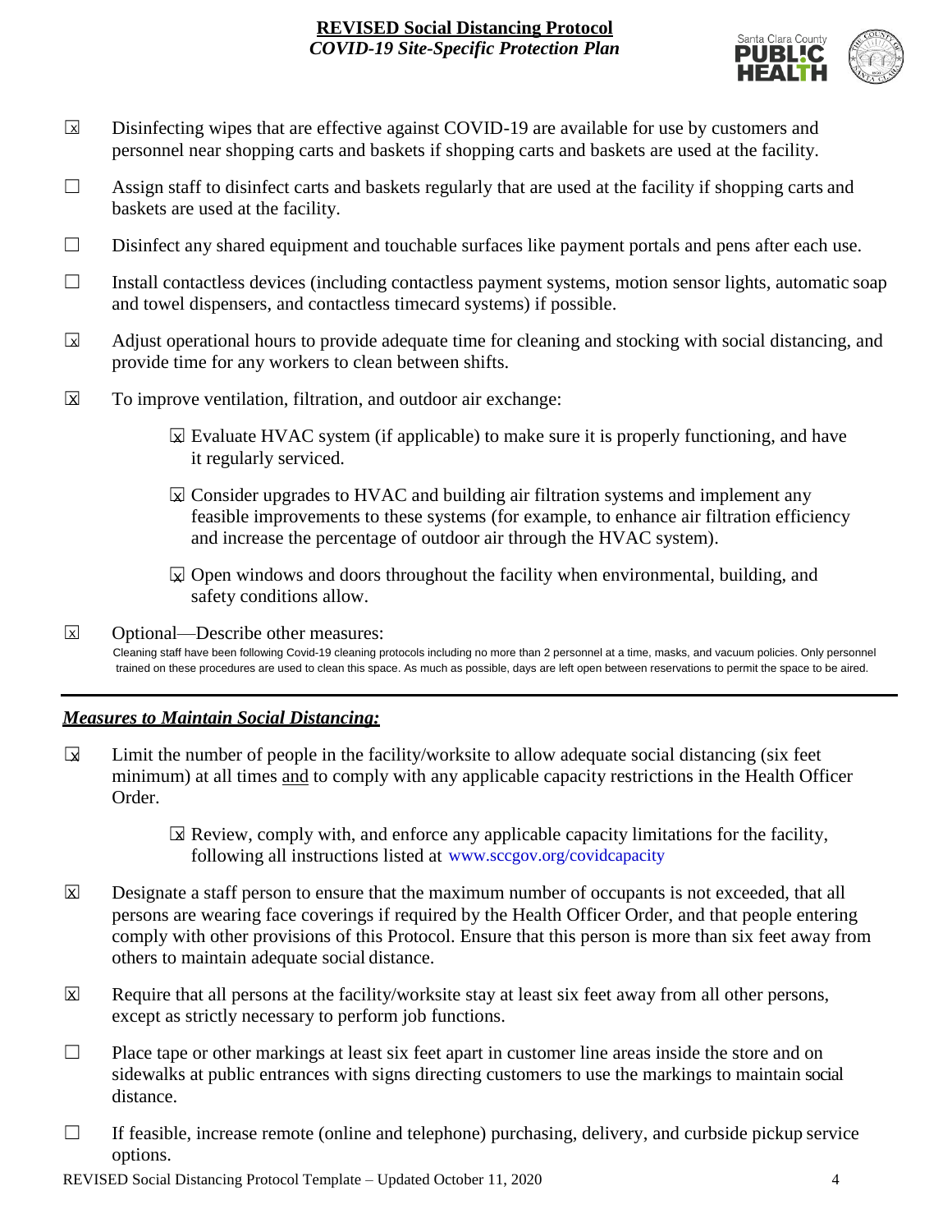- [x] Disinfecting wipes that are effective against COVID-19 are available for use by customers and personnel near shopping carts and baskets if shopping carts and baskets are used at the facility.

- [ ] Assign staff to disinfect carts and baskets regularly that are used at the facility if shopping carts and baskets are used at the facility.

- [ ] Disinfect any shared equipment and touchable surfaces like payment portals and pens after each use.

- [ ] Install contactless devices (including contactless payment systems, motion sensor lights, automatic soap and towel dispensers, and contactless timecard systems) if possible.

- [x] Adjust operational hours to provide adequate time for cleaning and stocking with social distancing, and provide time for any workers to clean between shifts.

- [x] To improve ventilation, filtration, and outdoor air exchange:

  - [x] Evaluate HVAC system (if applicable) to make sure it is properly functioning, and have it regularly serviced.

  - [x] Consider upgrades to HVAC and building air filtration systems and implement any feasible improvements to these systems (for example, to enhance air filtration efficiency and increase the percentage of outdoor air through the HVAC system).

  - [x] Open windows and doors throughout the facility when environmental, building, and safety conditions allow.

- [x] Optional—Describe other measures:
  Cleaning staff have been following Covid-19 cleaning protocols including no more than 2 personnel at a time, masks, and vacuum policies. Only personnel trained on these procedures are used to clean this space. As much as possible, days are left open between reservations to permit the space to be aired.

---

## ***Measures to Maintain Social Distancing:***

- [x] Limit the number of people in the facility/worksite to allow adequate social distancing (six feet minimum) at all times and to comply with any applicable capacity restrictions in the Health Officer Order.

  - [x] Review, comply with, and enforce any applicable capacity limitations for the facility, following all instructions listed at www.sccgov.org/covidcapacity

- [x] Designate a staff person to ensure that the maximum number of occupants is not exceeded, that all persons are wearing face coverings if required by the Health Officer Order, and that people entering comply with other provisions of this Protocol. Ensure that this person is more than six feet away from others to maintain adequate social distance.

- [x] Require that all persons at the facility/worksite stay at least six feet away from all other persons, except as strictly necessary to perform job functions.

- [ ] Place tape or other markings at least six feet apart in customer line areas inside the store and on sidewalks at public entrances with signs directing customers to use the markings to maintain social distance.

- [ ] If feasible, increase remote (online and telephone) purchasing, delivery, and curbside pickup service options.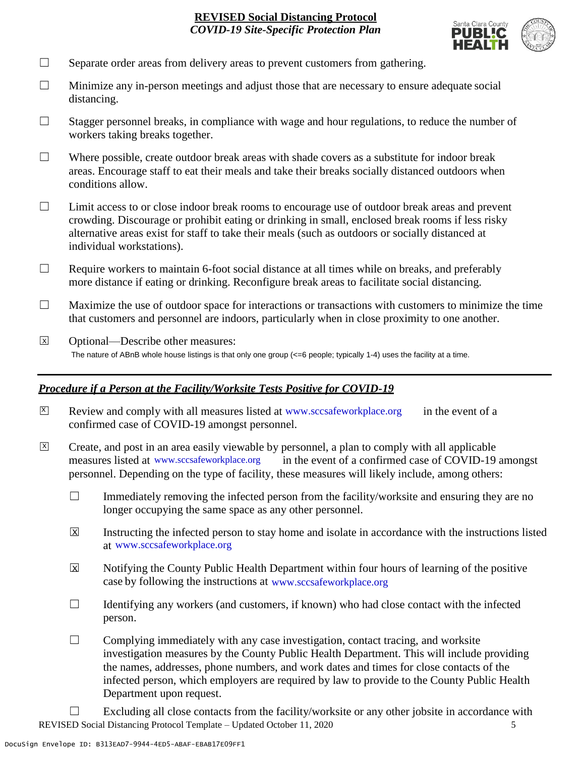☐ Separate order areas from delivery areas to prevent customers from gathering.

☐ Minimize any in-person meetings and adjust those that are necessary to ensure adequate social distancing.

☐ Stagger personnel breaks, in compliance with wage and hour regulations, to reduce the number of workers taking breaks together.

☐ Where possible, create outdoor break areas with shade covers as a substitute for indoor break areas. Encourage staff to eat their meals and take their breaks socially distanced outdoors when conditions allow.

☐ Limit access to or close indoor break rooms to encourage use of outdoor break areas and prevent crowding. Discourage or prohibit eating or drinking in small, enclosed break rooms if less risky alternative areas exist for staff to take their meals (such as outdoors or socially distanced at individual workstations).

☐ Require workers to maintain 6-foot social distance at all times while on breaks, and preferably more distance if eating or drinking. Reconfigure break areas to facilitate social distancing.

☐ Maximize the use of outdoor space for interactions or transactions with customers to minimize the time that customers and personnel are indoors, particularly when in close proximity to one another.

☒ Optional—Describe other measures:
The nature of ABnB whole house listings is that only one group (<=6 people; typically 1-4) uses the facility at a time.

---

## *Procedure if a Person at the Facility/Worksite Tests Positive for COVID-19*

☒ Review and comply with all measures listed at www.sccsafeworkplace.org in the event of a confirmed case of COVID-19 amongst personnel.

☒ Create, and post in an area easily viewable by personnel, a plan to comply with all applicable measures listed at www.sccsafeworkplace.org in the event of a confirmed case of COVID-19 amongst personnel. Depending on the type of facility, these measures will likely include, among others:

  ☐ Immediately removing the infected person from the facility/worksite and ensuring they are no longer occupying the same space as any other personnel.

  ☒ Instructing the infected person to stay home and isolate in accordance with the instructions listed at www.sccsafeworkplace.org

  ☒ Notifying the County Public Health Department within four hours of learning of the positive case by following the instructions at www.sccsafeworkplace.org

  ☐ Identifying any workers (and customers, if known) who had close contact with the infected person.

  ☐ Complying immediately with any case investigation, contact tracing, and worksite investigation measures by the County Public Health Department. This will include providing the names, addresses, phone numbers, and work dates and times for close contacts of the infected person, which employers are required by law to provide to the County Public Health Department upon request.

  ☐ Excluding all close contacts from the facility/worksite or any other jobsite in accordance with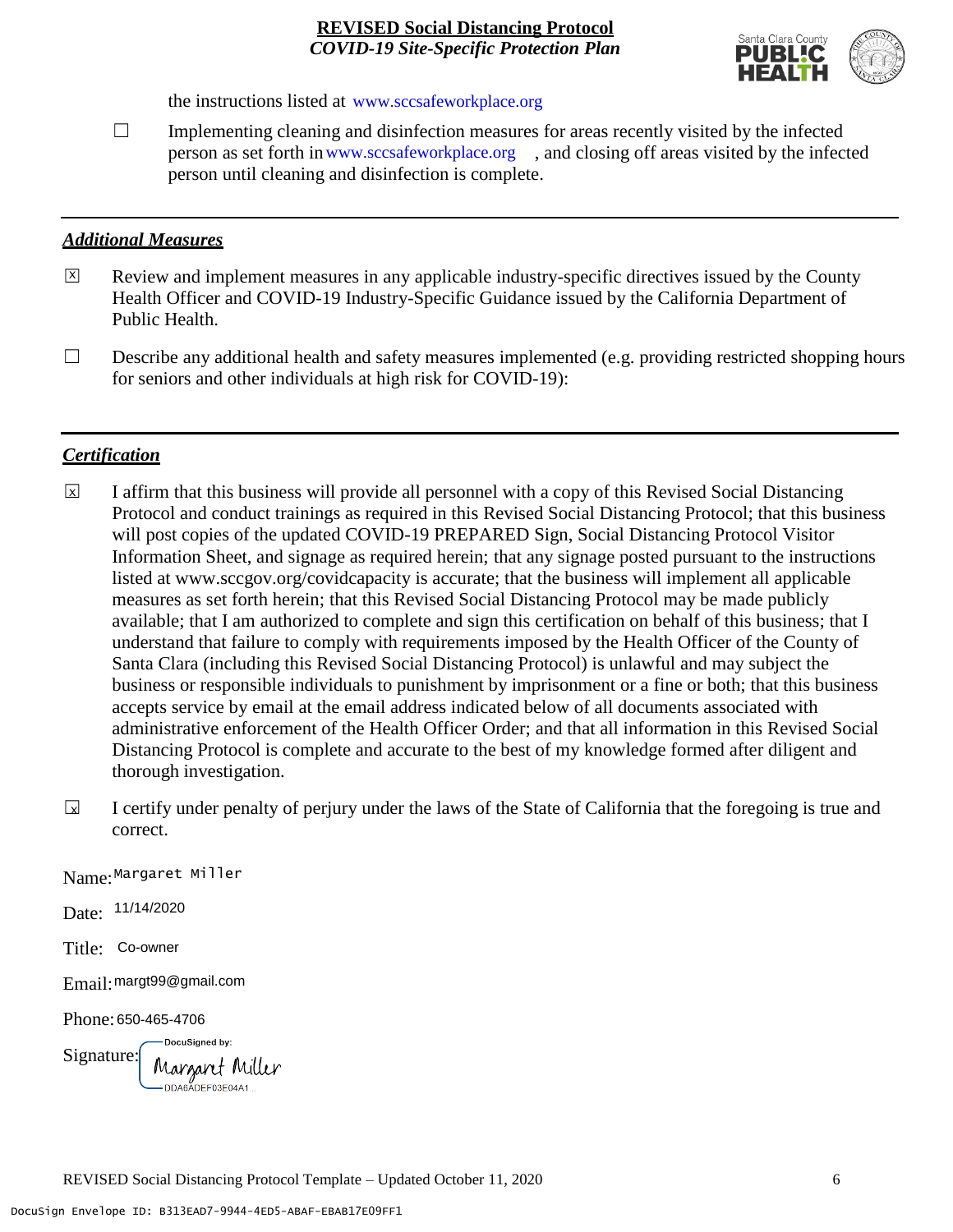the instructions listed at www.sccsafeworkplace.org

☐ Implementing cleaning and disinfection measures for areas recently visited by the infected person as set forth in www.sccsafeworkplace.org, and closing off areas visited by the infected person until cleaning and disinfection is complete.

---

## ***Additional Measures***

☒ Review and implement measures in any applicable industry-specific directives issued by the County Health Officer and COVID-19 Industry-Specific Guidance issued by the California Department of Public Health.

☐ Describe any additional health and safety measures implemented (e.g. providing restricted shopping hours for seniors and other individuals at high risk for COVID-19):

---

## ***Certification***

☒ I affirm that this business will provide all personnel with a copy of this Revised Social Distancing Protocol and conduct trainings as required in this Revised Social Distancing Protocol; that this business will post copies of the updated COVID-19 PREPARED Sign, Social Distancing Protocol Visitor Information Sheet, and signage as required herein; that any signage posted pursuant to the instructions listed at www.sccgov.org/covidcapacity is accurate; that the business will implement all applicable measures as set forth herein; that this Revised Social Distancing Protocol may be made publicly available; that I am authorized to complete and sign this certification on behalf of this business; that I understand that failure to comply with requirements imposed by the Health Officer of the County of Santa Clara (including this Revised Social Distancing Protocol) is unlawful and may subject the business or responsible individuals to punishment by imprisonment or a fine or both; that this business accepts service by email at the email address indicated below of all documents associated with administrative enforcement of the Health Officer Order; and that all information in this Revised Social Distancing Protocol is complete and accurate to the best of my knowledge formed after diligent and thorough investigation.

☒ I certify under penalty of perjury under the laws of the State of California that the foregoing is true and correct.

Name: Margaret Miller

Date: 11/14/2020

Title: Co-owner

Email: margt99@gmail.com

Phone: 650-465-4706

Signature: DocuSigned by: Margaret Miller DDA6ADEF03E04A1...

REVISED Social Distancing Protocol Template – Updated October 11, 2020

DocuSign Envelope ID: B313EAD7-9944-4ED5-ABAF-EBAB17E09FF1